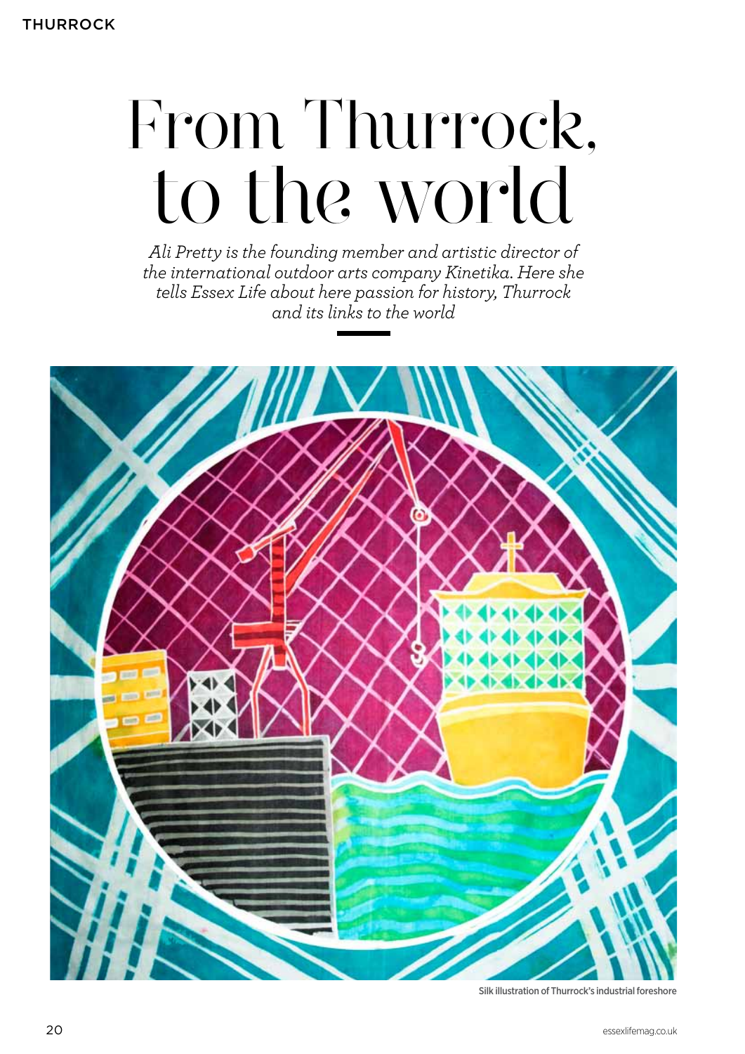# From Thurrock, to the world

*Ali Pretty is the founding member and artistic director of the international outdoor arts company Kinetika. Here she tells Essex Life about here passion for history, Thurrock and its links to the world*

Silk illustration of Thurrock's industrial foreshore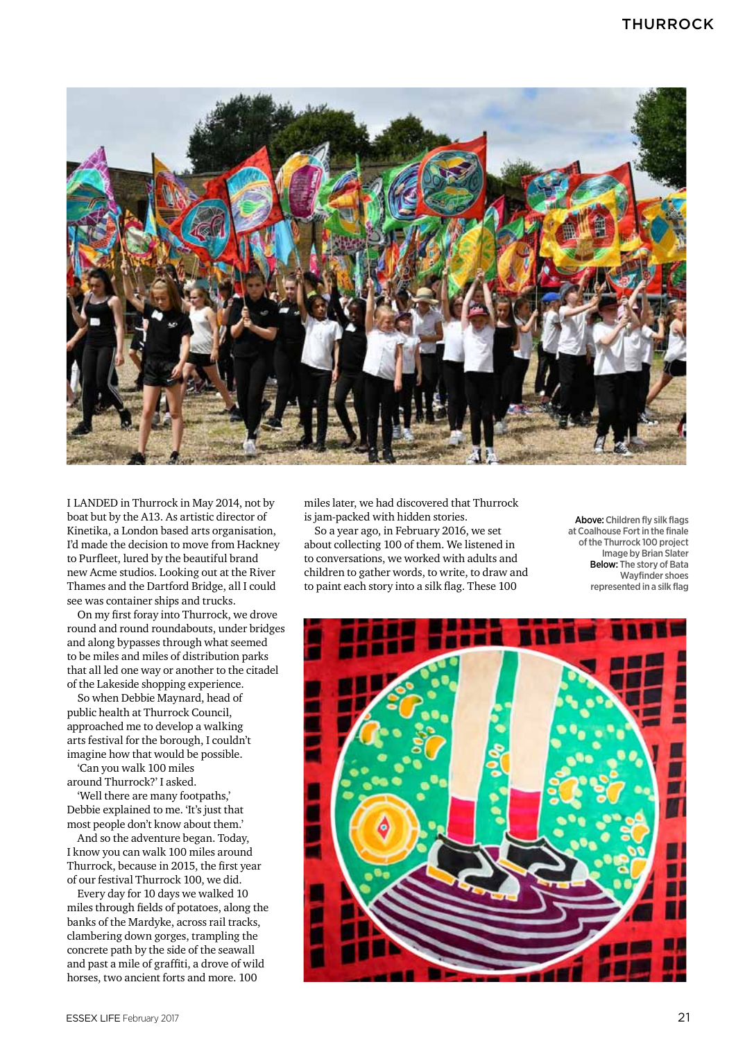I LANDED in Thurrock in May 2014, not by boat but by the A13. As artistic director of Kinetika, a London based arts organisation, I'd made the decision to move from Hackney to Purfleet, lured by the beautiful brand new Acme studios. Looking out at the River Thames and the Dartford Bridge, all I could see was container ships and trucks.

On my first foray into Thurrock, we drove round and round roundabouts, under bridges and along bypasses through what seemed to be miles and miles of distribution parks that all led one way or another to the citadel of the Lakeside shopping experience.

So when Debbie Maynard, head of public health at Thurrock Council, approached me to develop a walking arts festival for the borough, I couldn't imagine how that would be possible.

'Can you walk 100 miles around Thurrock?' I asked.

'Well there are many footpaths,' Debbie explained to me. 'It's just that most people don't know about them.'

And so the adventure began. Today, I know you can walk 100 miles around Thurrock, because in 2015, the first year of our festival Thurrock 100, we did.

Every day for 10 days we walked 10 miles through fields of potatoes, along the banks of the Mardyke, across rail tracks, clambering down gorges, trampling the concrete path by the side of the seawall and past a mile of graffiti, a drove of wild horses, two ancient forts and more. 100 miles later, we had discovered that Thurrock is jam-packed with hidden stories.

So a year ago, in February 2016, we set about collecting 100 of them. We listened in to conversations, we worked with adults and children to gather words, to write, to draw and to paint each story into a silk flag. These 100

**Above:** Children fly silk flags at Coalhouse Fort in the finale of the Thurrock 100 project Image by Brian Slater
**Below:** The story of Bata Wayfinder shoes represented in a silk flag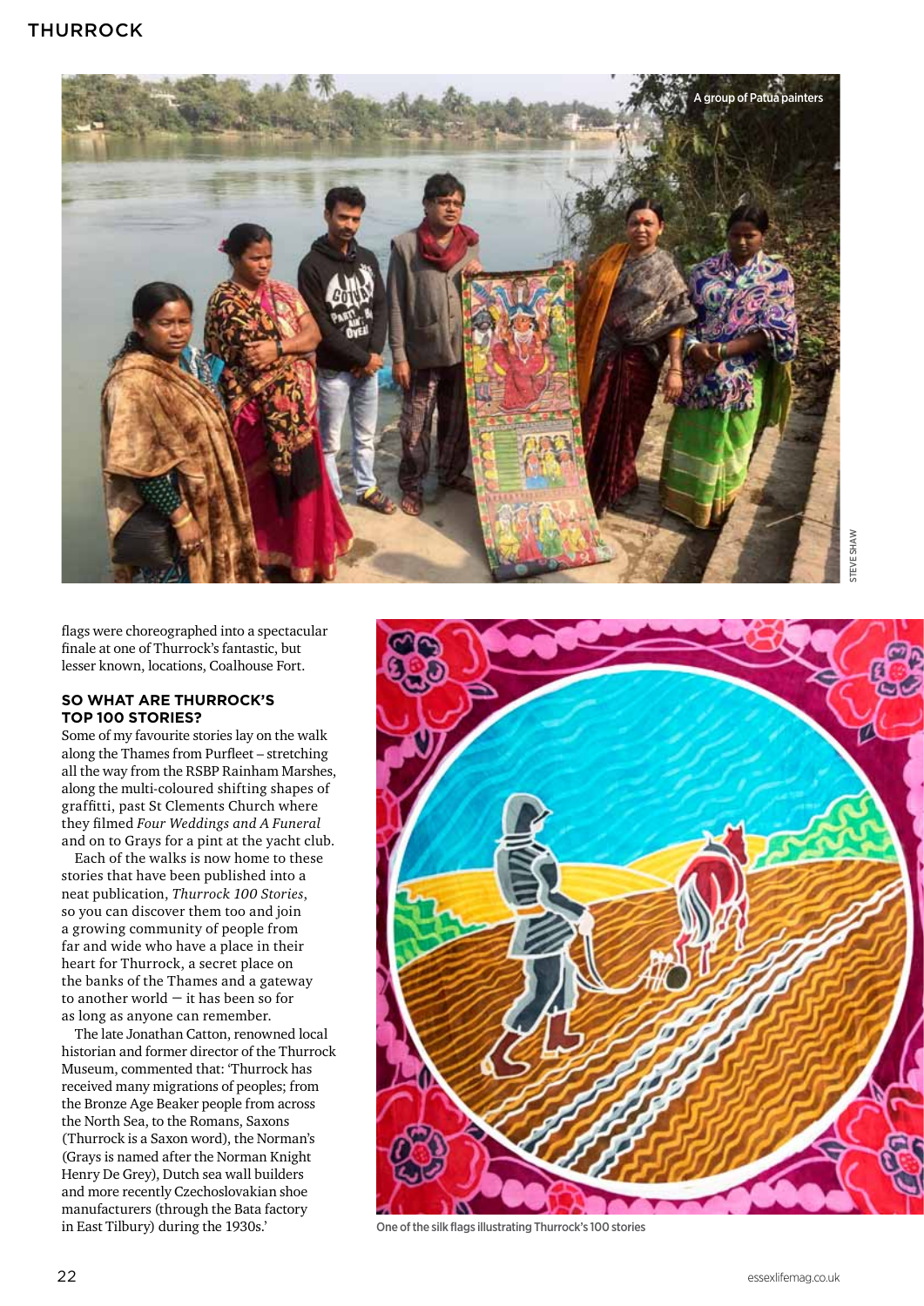A group of Patua painters

flags were choreographed into a spectacular finale at one of Thurrock's fantastic, but lesser known, locations, Coalhouse Fort.

### SO WHAT ARE THURROCK'S TOP 100 STORIES?

Some of my favourite stories lay on the walk along the Thames from Purfleet – stretching all the way from the RSBP Rainham Marshes, along the multi-coloured shifting shapes of graffitti, past St Clements Church where they filmed *Four Weddings and A Funeral* and on to Grays for a pint at the yacht club.

Each of the walks is now home to these stories that have been published into a neat publication, *Thurrock 100 Stories*, so you can discover them too and join a growing community of people from far and wide who have a place in their heart for Thurrock, a secret place on the banks of the Thames and a gateway to another world – it has been so for as long as anyone can remember.

The late Jonathan Catton, renowned local historian and former director of the Thurrock Museum, commented that: 'Thurrock has received many migrations of peoples; from the Bronze Age Beaker people from across the North Sea, to the Romans, Saxons (Thurrock is a Saxon word), the Norman's (Grays is named after the Norman Knight Henry De Grey), Dutch sea wall builders and more recently Czechoslovakian shoe manufacturers (through the Bata factory in East Tilbury) during the 1930s.'

One of the silk flags illustrating Thurrock's 100 stories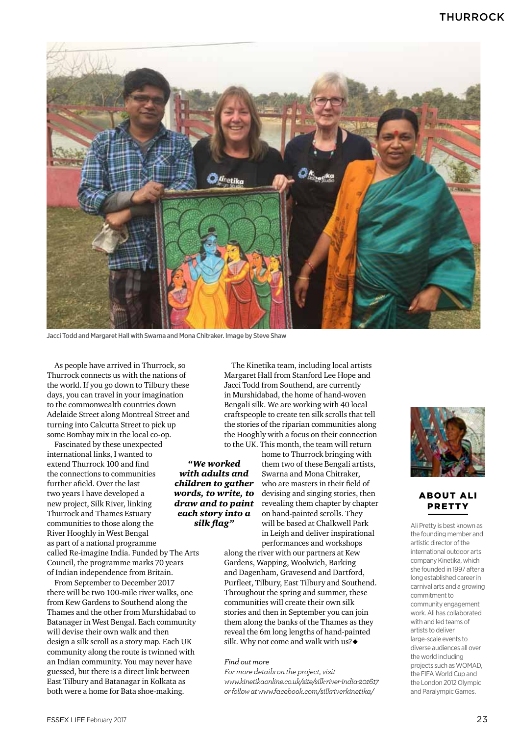Jacci Todd and Margaret Hall with Swarna and Mona Chitraker. Image by Steve Shaw

As people have arrived in Thurrock, so Thurrock connects us with the nations of the world. If you go down to Tilbury these days, you can travel in your imagination to the commonwealth countries down Adelaide Street along Montreal Street and turning into Calcutta Street to pick up some Bombay mix in the local co-op.

Fascinated by these unexpected international links, I wanted to extend Thurrock 100 and find the connections to communities further afield. Over the last two years I have developed a new project, Silk River, linking Thurrock and Thames Estuary communities to those along the River Hooghly in West Bengal as part of a national programme called Re-imagine India. Funded by The Arts Council, the programme marks 70 years of Indian independence from Britain.

From September to December 2017 there will be two 100-mile river walks, one from Kew Gardens to Southend along the Thames and the other from Murshidabad to Batanager in West Bengal. Each community will devise their own walk and then design a silk scroll as a story map. Each UK community along the route is twinned with an Indian community. You may never have guessed, but there is a direct link between East Tilbury and Batanagar in Kolkata as both were a home for Bata shoe-making.

The Kinetika team, including local artists Margaret Hall from Stanford Lee Hope and Jacci Todd from Southend, are currently in Murshidabad, the home of hand-woven Bengali silk. We are working with 40 local craftspeople to create ten silk scrolls that tell the stories of the riparian communities along the Hooghly with a focus on their connection to the UK. This month, the team will return home to Thurrock bringing with them two of these Bengali artists, Swarna and Mona Chitraker, who are masters in their field of devising and singing stories, then revealing them chapter by chapter on hand-painted scrolls. They will be based at Chalkwell Park in Leigh and deliver inspirational performances and workshops along the river with our partners at Kew Gardens, Wapping, Woolwich, Barking and Dagenham, Gravesend and Dartford, Purfleet, Tilbury, East Tilbury and Southend. Throughout the spring and summer, these communities will create their own silk stories and then in September you can join them along the banks of the Thames as they reveal the 6m long lengths of hand-painted silk. Why not come and walk with us?◆

***"We worked with adults and children to gather words, to write, to draw and to paint each story into a silk flag"***

*Find out more*

*For more details on the project, visit www.kinetikaonline.co.uk/site/silk-river-india-201617 or follow at www.facebook.com/silkriverkinetika/*

## ABOUT ALI PRETTY

Ali Pretty is best known as the founding member and artistic director of the international outdoor arts company Kinetika, which she founded in 1997 after a long established career in carnival arts and a growing commitment to community engagement work. Ali has collaborated with and led teams of artists to deliver large-scale events to diverse audiences all over the world including projects such as WOMAD, the FIFA World Cup and the London 2012 Olympic and Paralympic Games.